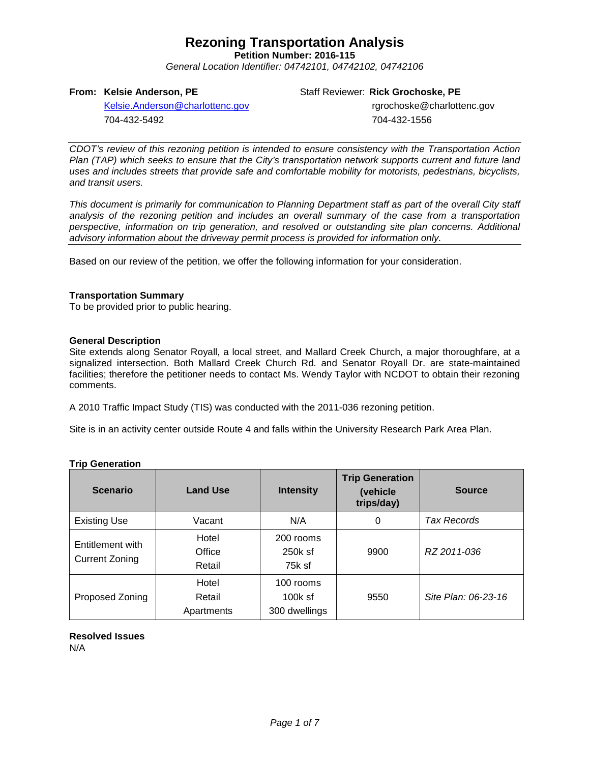# Rezoning Transportation Analysis

**Petition Number: 2016-115**

*General Location Identifier: 04742101, 04742102, 04742106*

**From: Kelsie Anderson, PE**
Kelsie.Anderson@charlottenc.gov
704-432-5492

Staff Reviewer: **Rick Grochoske, PE**
rgrochoske@charlottenc.gov
704-432-1556

---

*CDOT's review of this rezoning petition is intended to ensure consistency with the Transportation Action Plan (TAP) which seeks to ensure that the City's transportation network supports current and future land uses and includes streets that provide safe and comfortable mobility for motorists, pedestrians, bicyclists, and transit users.*

*This document is primarily for communication to Planning Department staff as part of the overall City staff analysis of the rezoning petition and includes an overall summary of the case from a transportation perspective, information on trip generation, and resolved or outstanding site plan concerns. Additional advisory information about the driveway permit process is provided for information only.*

---

Based on our review of the petition, we offer the following information for your consideration.

**Transportation Summary**

To be provided prior to public hearing.

**General Description**

Site extends along Senator Royall, a local street, and Mallard Creek Church, a major thoroughfare, at a signalized intersection. Both Mallard Creek Church Rd. and Senator Royall Dr. are state-maintained facilities; therefore the petitioner needs to contact Ms. Wendy Taylor with NCDOT to obtain their rezoning comments.

A 2010 Traffic Impact Study (TIS) was conducted with the 2011-036 rezoning petition.

Site is in an activity center outside Route 4 and falls within the University Research Park Area Plan.

**Trip Generation**

| Scenario | Land Use | Intensity | Trip Generation (vehicle trips/day) | Source |
|---|---|---|---|---|
| Existing Use | Vacant | N/A | 0 | *Tax Records* |
| Entitlement with Current Zoning | Hotel<br>Office<br>Retail | 200 rooms<br>250k sf<br>75k sf | 9900 | *RZ 2011-036* |
| Proposed Zoning | Hotel<br>Retail<br>Apartments | 100 rooms<br>100k sf<br>300 dwellings | 9550 | *Site Plan: 06-23-16* |

**Resolved Issues**

N/A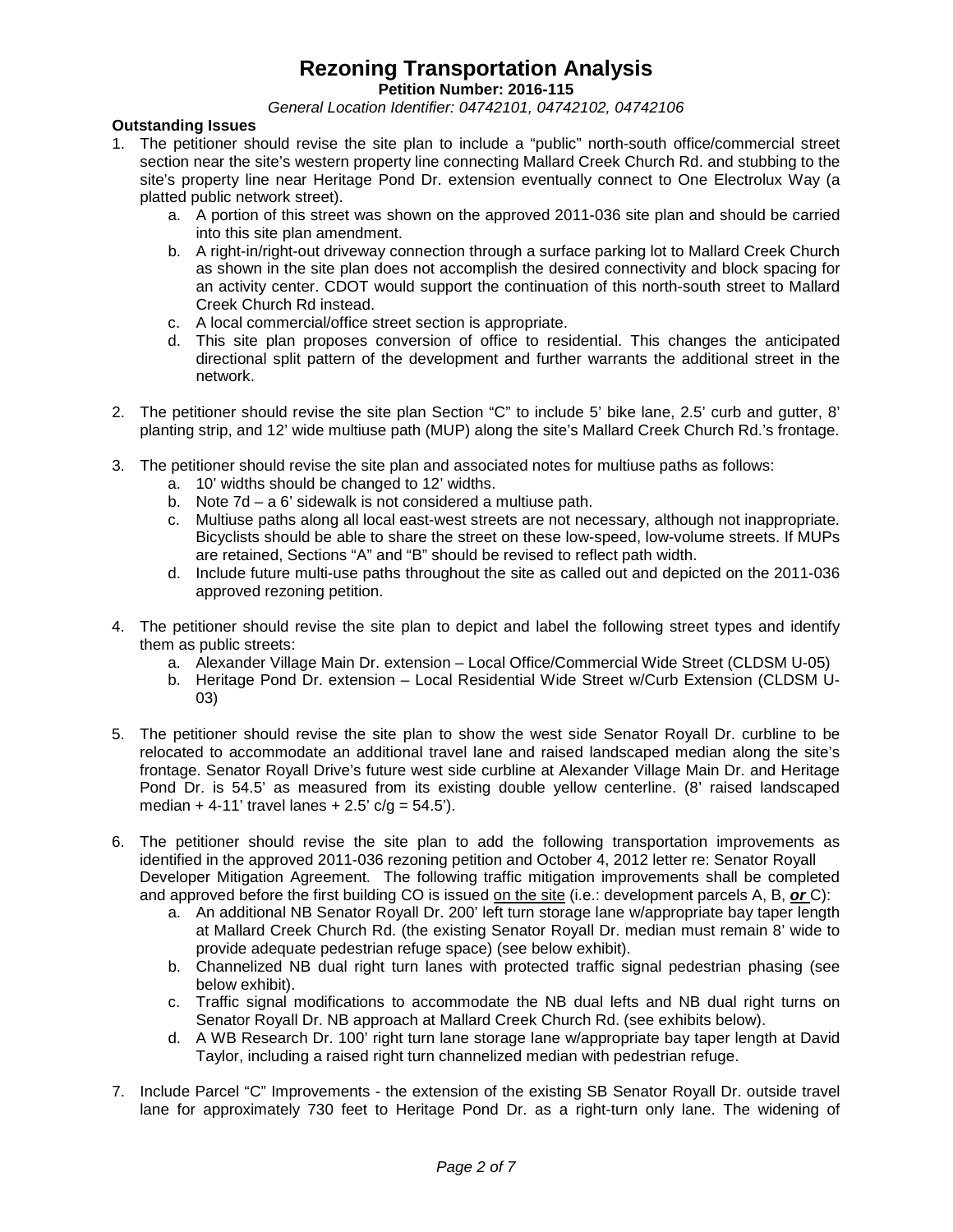# Rezoning Transportation Analysis

**Petition Number: 2016-115**

*General Location Identifier: 04742101, 04742102, 04742106*

**Outstanding Issues**

1. The petitioner should revise the site plan to include a "public" north-south office/commercial street section near the site's western property line connecting Mallard Creek Church Rd. and stubbing to the site's property line near Heritage Pond Dr. extension eventually connect to One Electrolux Way (a platted public network street).
   a. A portion of this street was shown on the approved 2011-036 site plan and should be carried into this site plan amendment.
   b. A right-in/right-out driveway connection through a surface parking lot to Mallard Creek Church as shown in the site plan does not accomplish the desired connectivity and block spacing for an activity center. CDOT would support the continuation of this north-south street to Mallard Creek Church Rd instead.
   c. A local commercial/office street section is appropriate.
   d. This site plan proposes conversion of office to residential. This changes the anticipated directional split pattern of the development and further warrants the additional street in the network.

2. The petitioner should revise the site plan Section "C" to include 5' bike lane, 2.5' curb and gutter, 8' planting strip, and 12' wide multiuse path (MUP) along the site's Mallard Creek Church Rd.'s frontage.

3. The petitioner should revise the site plan and associated notes for multiuse paths as follows:
   a. 10' widths should be changed to 12' widths.
   b. Note 7d – a 6' sidewalk is not considered a multiuse path.
   c. Multiuse paths along all local east-west streets are not necessary, although not inappropriate. Bicyclists should be able to share the street on these low-speed, low-volume streets. If MUPs are retained, Sections "A" and "B" should be revised to reflect path width.
   d. Include future multi-use paths throughout the site as called out and depicted on the 2011-036 approved rezoning petition.

4. The petitioner should revise the site plan to depict and label the following street types and identify them as public streets:
   a. Alexander Village Main Dr. extension – Local Office/Commercial Wide Street (CLDSM U-05)
   b. Heritage Pond Dr. extension – Local Residential Wide Street w/Curb Extension (CLDSM U-03)

5. The petitioner should revise the site plan to show the west side Senator Royall Dr. curbline to be relocated to accommodate an additional travel lane and raised landscaped median along the site's frontage. Senator Royall Drive's future west side curbline at Alexander Village Main Dr. and Heritage Pond Dr. is 54.5' as measured from its existing double yellow centerline. (8' raised landscaped median + 4-11' travel lanes + 2.5' c/g = 54.5').

6. The petitioner should revise the site plan to add the following transportation improvements as identified in the approved 2011-036 rezoning petition and October 4, 2012 letter re: Senator Royall Developer Mitigation Agreement. The following traffic mitigation improvements shall be completed and approved before the first building CO is issued <u>on the site</u> (i.e.: development parcels A, B, <u>***or***</u> C):
   a. An additional NB Senator Royall Dr. 200' left turn storage lane w/appropriate bay taper length at Mallard Creek Church Rd. (the existing Senator Royall Dr. median must remain 8' wide to provide adequate pedestrian refuge space) (see below exhibit).
   b. Channelized NB dual right turn lanes with protected traffic signal pedestrian phasing (see below exhibit).
   c. Traffic signal modifications to accommodate the NB dual lefts and NB dual right turns on Senator Royall Dr. NB approach at Mallard Creek Church Rd. (see exhibits below).
   d. A WB Research Dr. 100' right turn lane storage lane w/appropriate bay taper length at David Taylor, including a raised right turn channelized median with pedestrian refuge.

7. Include Parcel "C" Improvements - the extension of the existing SB Senator Royall Dr. outside travel lane for approximately 730 feet to Heritage Pond Dr. as a right-turn only lane. The widening of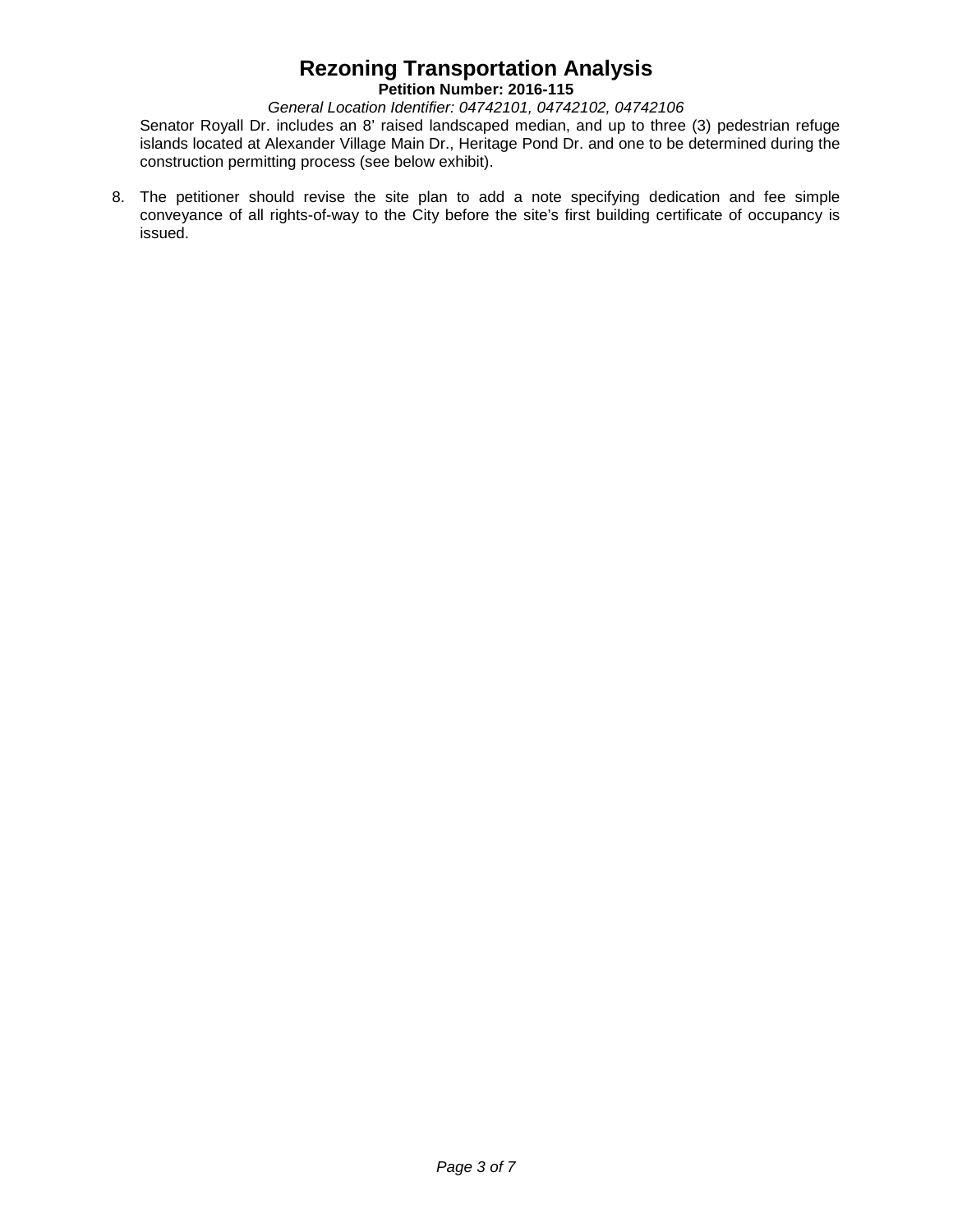Senator Royall Dr. includes an 8' raised landscaped median, and up to three (3) pedestrian refuge islands located at Alexander Village Main Dr., Heritage Pond Dr. and one to be determined during the construction permitting process (see below exhibit).

8. The petitioner should revise the site plan to add a note specifying dedication and fee simple conveyance of all rights-of-way to the City before the site's first building certificate of occupancy is issued.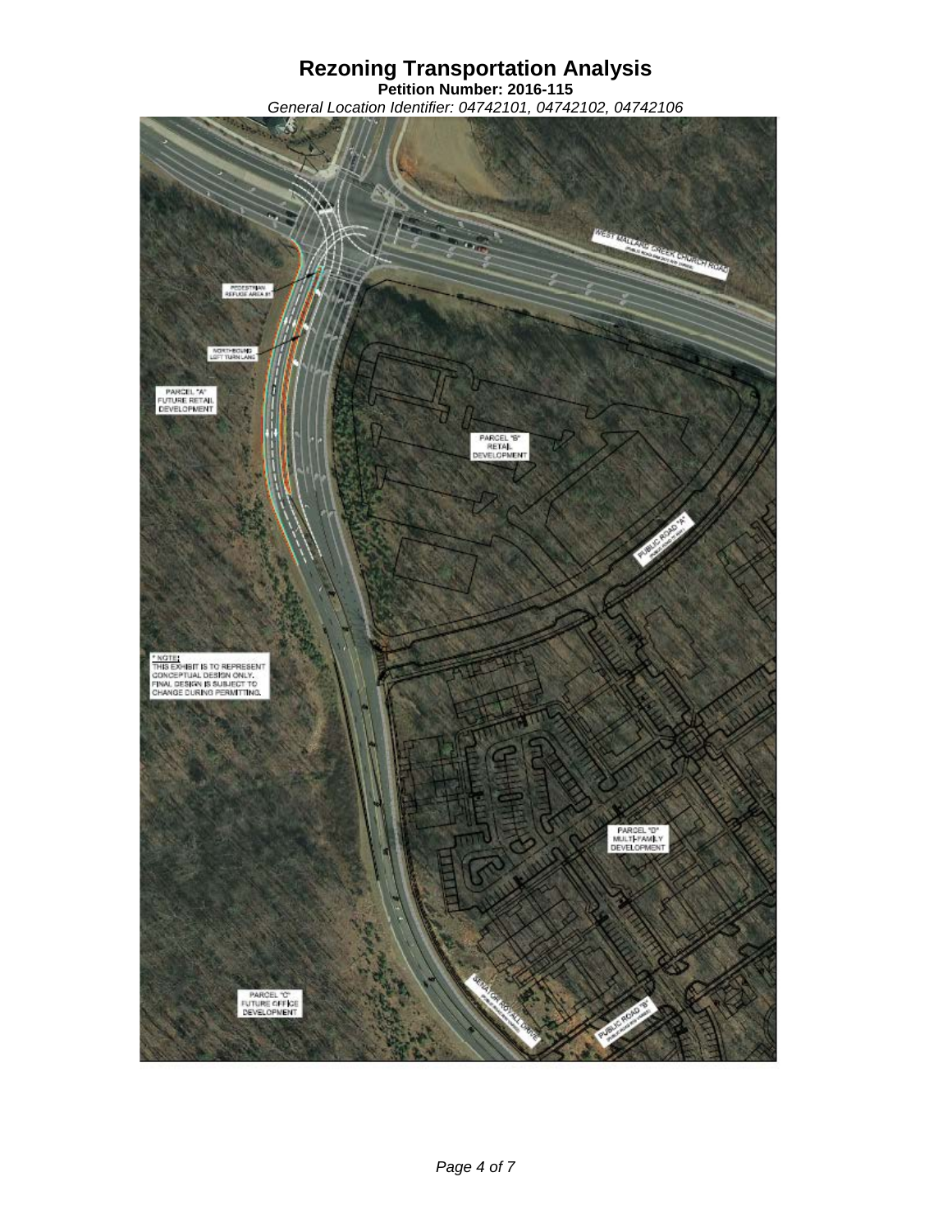# Rezoning Transportation Analysis

**Petition Number: 2016-115**

*General Location Identifier: 04742101, 04742102, 04742106*

WEST MALLARD CREEK CHURCH ROAD

PEDESTRIAN REFUGE AREA #1

NORTHBOUND LEFT TURN LANE

PARCEL "A" FUTURE RETAIL DEVELOPMENT

PARCEL "B" RETAIL DEVELOPMENT

PUBLIC ROAD "A"

* NOTE: THIS EXHIBIT IS TO REPRESENT CONCEPTUAL DESIGN ONLY. FINAL DESIGN IS SUBJECT TO CHANGE DURING PERMITTING.

PARCEL "D" MULTI-FAMILY DEVELOPMENT

PARCEL "C" FUTURE OFFICE DEVELOPMENT

SENATOR ROYALL DRIVE

PUBLIC ROAD "B"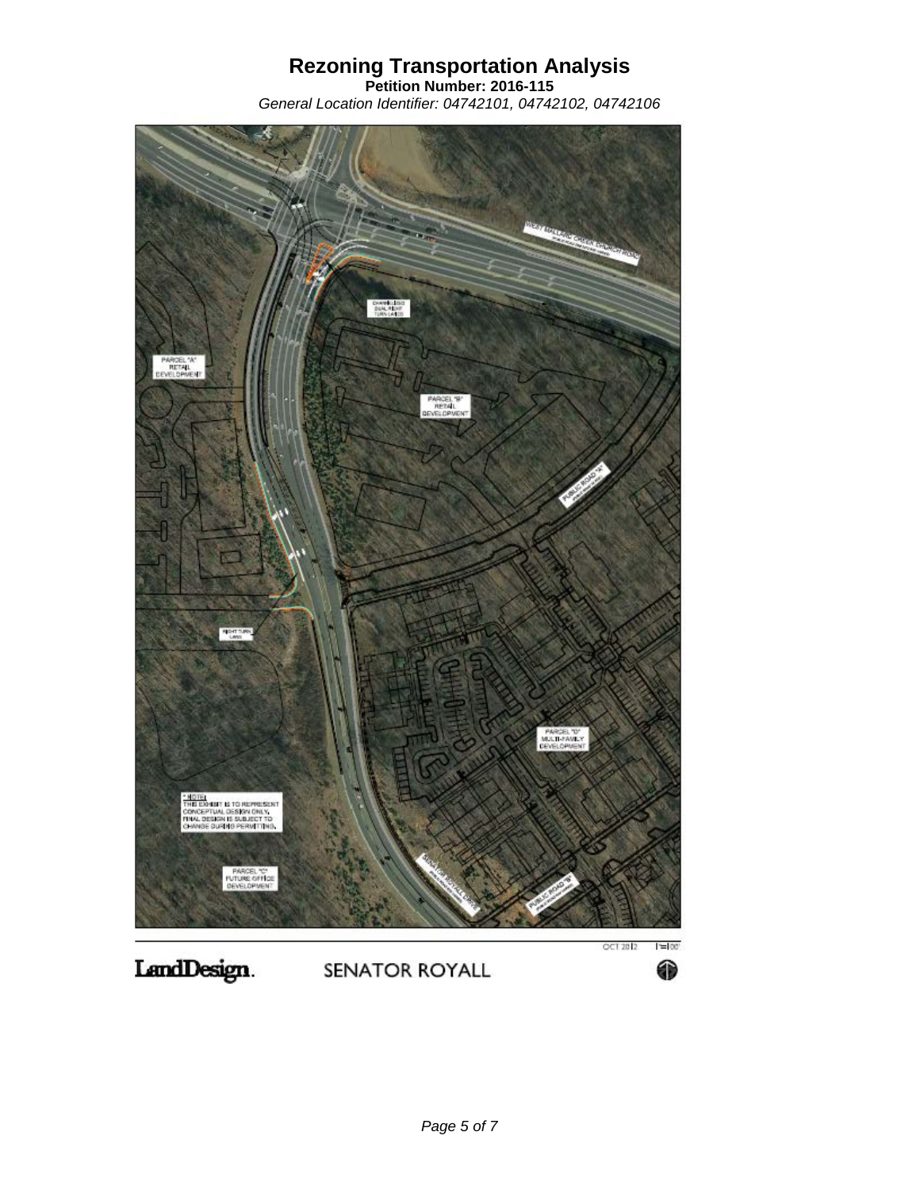# Rezoning Transportation Analysis

**Petition Number: 2016-115**

*General Location Identifier: 04742101, 04742102, 04742106*

WEST MALLARD CREEK CHURCH ROAD

CHANNELIZED DUAL RIGHT TURN LANES

PARCEL "A" RETAIL DEVELOPMENT

PARCEL "B" RETAIL DEVELOPMENT

PUBLIC ROAD "A"

RIGHT TURN LANE

PARCEL "D" MULTI-FAMILY DEVELOPMENT

* NOTE: THIS EXHIBIT IS TO REPRESENT CONCEPTUAL DESIGN ONLY. FINAL DESIGN IS SUBJECT TO CHANGE DURING PERMITTING.

PARCEL "C" FUTURE OFFICE DEVELOPMENT

SENATOR ROYALL DRIVE

PUBLIC ROAD "B"

OCT 2012 1"=100'

LandDesign. SENATOR ROYALL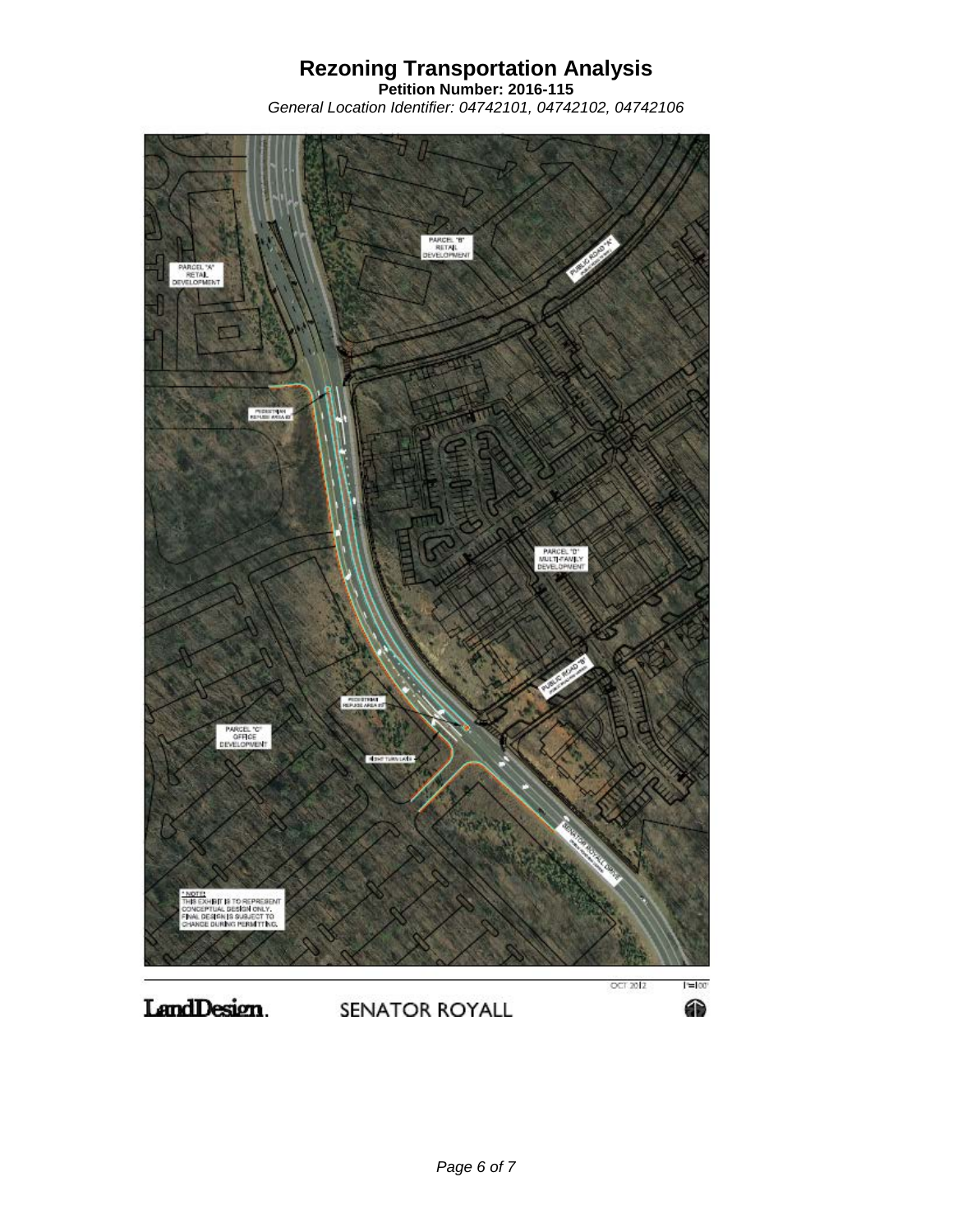# Rezoning Transportation Analysis

**Petition Number: 2016-115**

*General Location Identifier: 04742101, 04742102, 04742106*

PARCEL "B" RETAIL DEVELOPMENT

PUBLIC ROAD "A"

PARCEL "A" RETAIL DEVELOPMENT

PEDESTRIAN REFUGE AREA #1

PARCEL "D" MULTI-FAMILY DEVELOPMENT

PUBLIC ROAD "B"

PEDESTRIAN REFUGE AREA #2

PARCEL "C" OFFICE DEVELOPMENT

RIGHT TURN LANE

SENATOR ROYALL DRIVE

* NOTE: THIS EXHIBIT IS TO REPRESENT CONCEPTUAL DESIGN ONLY. FINAL DESIGN IS SUBJECT TO CHANGE DURING PERMITTING.

OCT 2012

1"=100'

LandDesign.

SENATOR ROYALL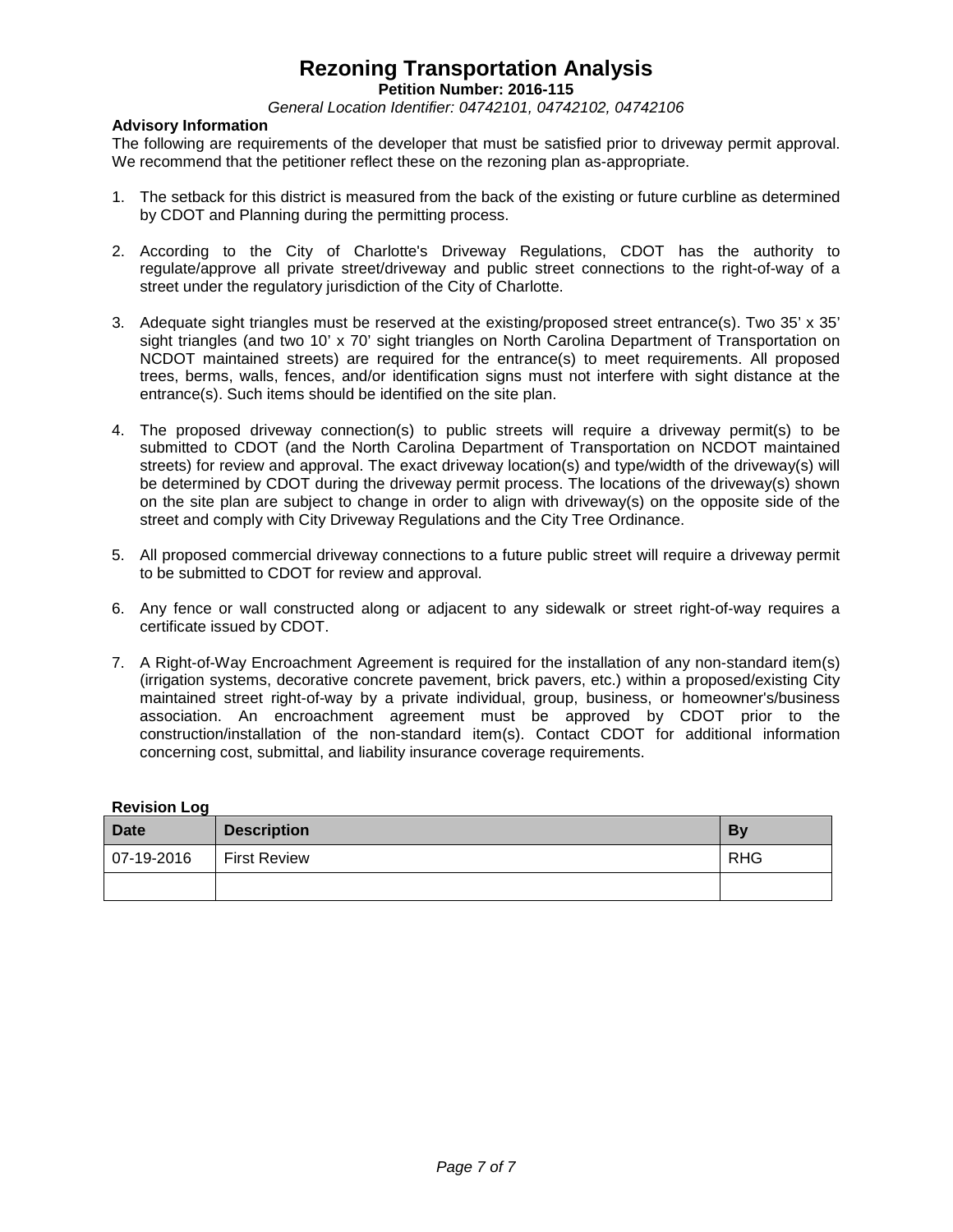# Rezoning Transportation Analysis

**Petition Number: 2016-115**

*General Location Identifier: 04742101, 04742102, 04742106*

**Advisory Information**

The following are requirements of the developer that must be satisfied prior to driveway permit approval. We recommend that the petitioner reflect these on the rezoning plan as-appropriate.

1. The setback for this district is measured from the back of the existing or future curbline as determined by CDOT and Planning during the permitting process.

2. According to the City of Charlotte's Driveway Regulations, CDOT has the authority to regulate/approve all private street/driveway and public street connections to the right-of-way of a street under the regulatory jurisdiction of the City of Charlotte.

3. Adequate sight triangles must be reserved at the existing/proposed street entrance(s). Two 35' x 35' sight triangles (and two 10' x 70' sight triangles on North Carolina Department of Transportation on NCDOT maintained streets) are required for the entrance(s) to meet requirements. All proposed trees, berms, walls, fences, and/or identification signs must not interfere with sight distance at the entrance(s). Such items should be identified on the site plan.

4. The proposed driveway connection(s) to public streets will require a driveway permit(s) to be submitted to CDOT (and the North Carolina Department of Transportation on NCDOT maintained streets) for review and approval. The exact driveway location(s) and type/width of the driveway(s) will be determined by CDOT during the driveway permit process. The locations of the driveway(s) shown on the site plan are subject to change in order to align with driveway(s) on the opposite side of the street and comply with City Driveway Regulations and the City Tree Ordinance.

5. All proposed commercial driveway connections to a future public street will require a driveway permit to be submitted to CDOT for review and approval.

6. Any fence or wall constructed along or adjacent to any sidewalk or street right-of-way requires a certificate issued by CDOT.

7. A Right-of-Way Encroachment Agreement is required for the installation of any non-standard item(s) (irrigation systems, decorative concrete pavement, brick pavers, etc.) within a proposed/existing City maintained street right-of-way by a private individual, group, business, or homeowner's/business association. An encroachment agreement must be approved by CDOT prior to the construction/installation of the non-standard item(s). Contact CDOT for additional information concerning cost, submittal, and liability insurance coverage requirements.

**Revision Log**

| Date | Description | By |
|---|---|---|
| 07-19-2016 | First Review | RHG |
| | | |